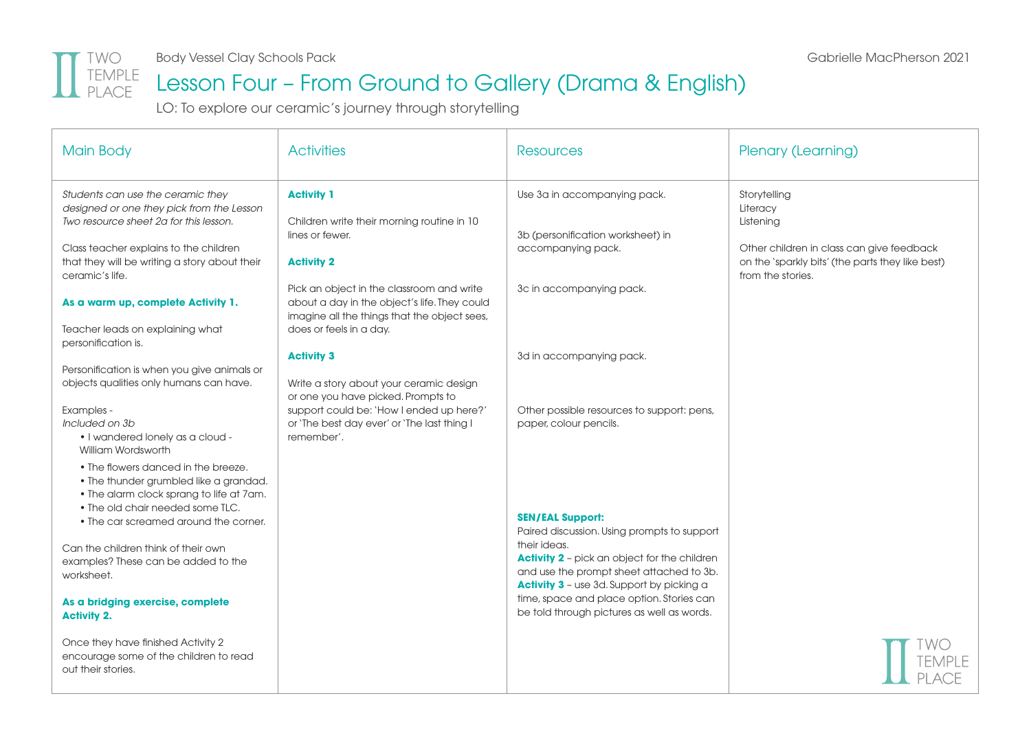Body Vessel Clay Schools Pack

Gabrielle MacPherson 2021

# Lesson Four – From Ground to Gallery (Drama & English)

LO: To explore our ceramic's journey through storytelling

| Main Body | Activities | Resources | Plenary (Learning) |
|---|---|---|---|
| *Students can use the ceramic they designed or one they pick from the Lesson Two resource sheet 2a for this lesson.*<br><br>Class teacher explains to the children that they will be writing a story about their ceramic's life.<br><br>**As a warm up, complete Activity 1.**<br><br>Teacher leads on explaining what personification is.<br><br>Personification is when you give animals or objects qualities only humans can have.<br><br>Examples -<br>*Included on 3b*<br>• I wandered lonely as a cloud - William Wordsworth<br>• The flowers danced in the breeze.<br>• The thunder grumbled like a grandad.<br>• The alarm clock sprang to life at 7am.<br>• The old chair needed some TLC.<br>• The car screamed around the corner.<br><br>Can the children think of their own examples? These can be added to the worksheet.<br><br>**As a bridging exercise, complete Activity 2.**<br><br>Once they have finished Activity 2 encourage some of the children to read out their stories. | **Activity 1**<br><br>Children write their morning routine in 10 lines or fewer.<br><br>**Activity 2**<br><br>Pick an object in the classroom and write about a day in the object's life. They could imagine all the things that the object sees, does or feels in a day.<br><br>**Activity 3**<br><br>Write a story about your ceramic design or one you have picked. Prompts to support could be: 'How I ended up here?' or 'The best day ever' or 'The last thing I remember'. | Use 3a in accompanying pack.<br><br>3b (personification worksheet) in accompanying pack.<br><br>3c in accompanying pack.<br><br>3d in accompanying pack.<br><br>Other possible resources to support: pens, paper, colour pencils.<br><br>**SEN/EAL Support:**<br>Paired discussion. Using prompts to support their ideas.<br>**Activity 2** – pick an object for the children and use the prompt sheet attached to 3b.<br>**Activity 3** – use 3d. Support by picking a time, space and place option. Stories can be told through pictures as well as words. | Storytelling<br>Literacy<br>Listening<br><br>Other children in class can give feedback on the 'sparkly bits' (the parts they like best) from the stories. |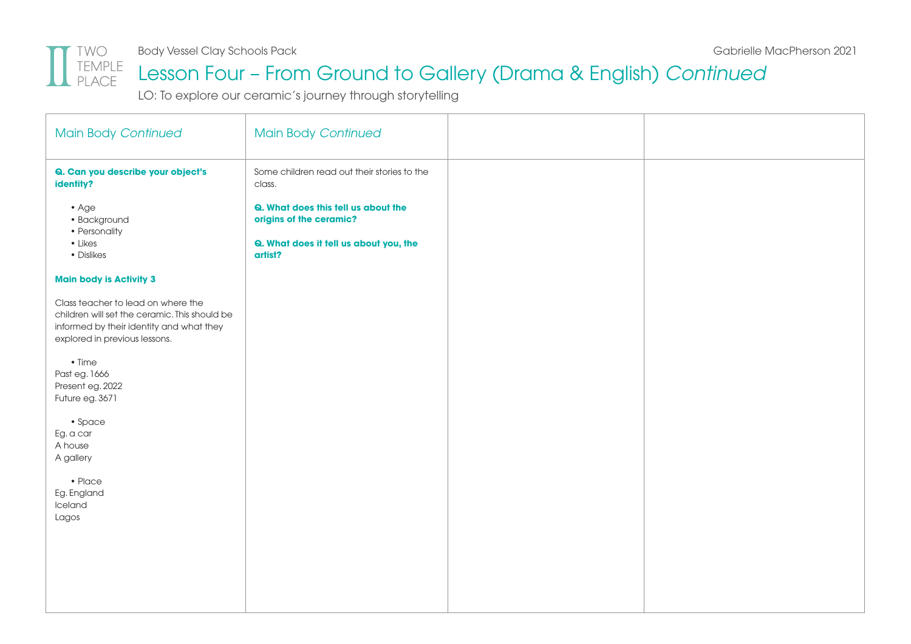# Lesson Four – From Ground to Gallery (Drama & English) *Continued*

LO: To explore our ceramic's journey through storytelling

| Main Body *Continued* | Main Body *Continued* | | |
|---|---|---|---|
| **Q. Can you describe your object's identity?**<br><br>• Age<br>• Background<br>• Personality<br>• Likes<br>• Dislikes<br><br>**Main body is Activity 3**<br><br>Class teacher to lead on where the children will set the ceramic. This should be informed by their identity and what they explored in previous lessons.<br><br>• Time<br>Past eg. 1666<br>Present eg. 2022<br>Future eg. 3671<br><br>• Space<br>Eg. a car<br>A house<br>A gallery<br><br>• Place<br>Eg. England<br>Iceland<br>Lagos | Some children read out their stories to the class.<br><br>**Q. What does this tell us about the origins of the ceramic?**<br><br>**Q. What does it tell us about you, the artist?** | | |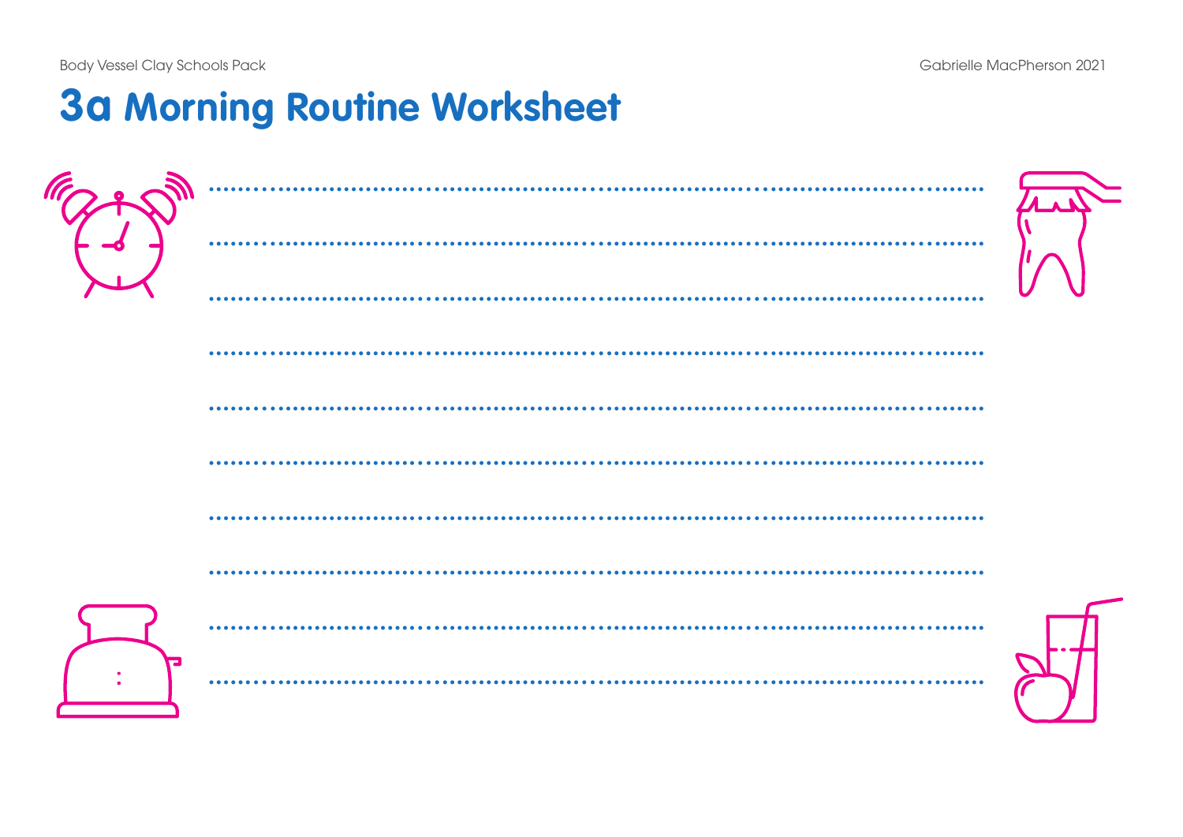# 3a Morning Routine Worksheet

..........................................................................................................

..........................................................................................................

..........................................................................................................

..........................................................................................................

..........................................................................................................

..........................................................................................................

..........................................................................................................

..........................................................................................................

..........................................................................................................

..........................................................................................................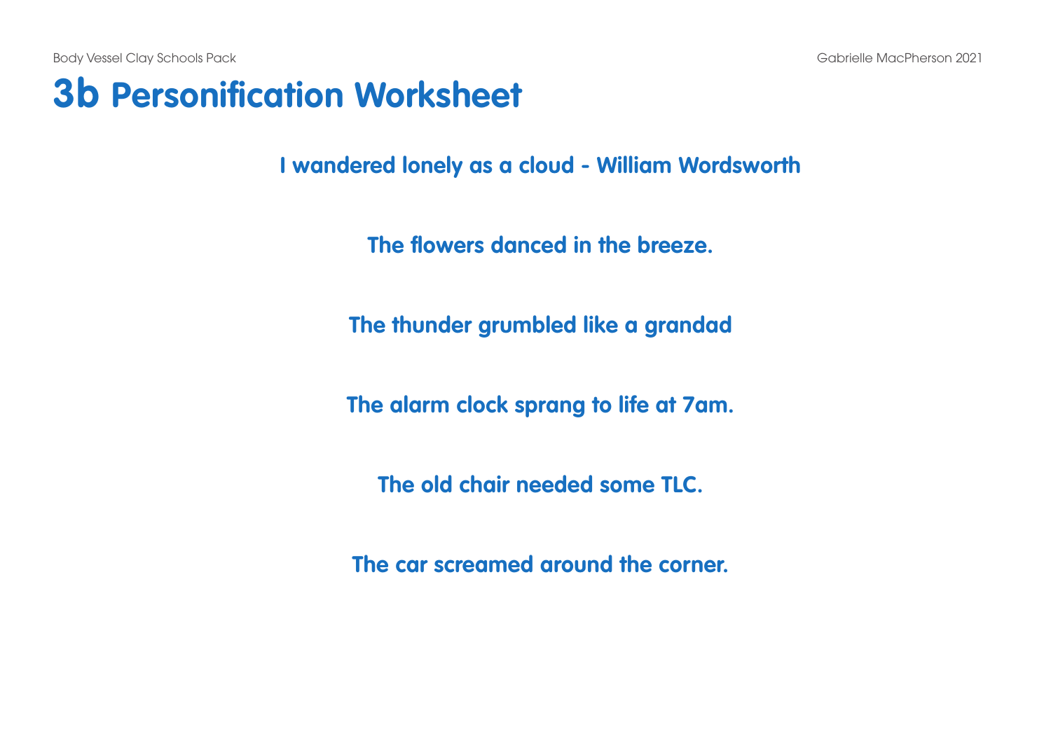# 3b Personification Worksheet

**I wandered lonely as a cloud - William Wordsworth**

**The flowers danced in the breeze.**

**The thunder grumbled like a grandad**

**The alarm clock sprang to life at 7am.**

**The old chair needed some TLC.**

**The car screamed around the corner.**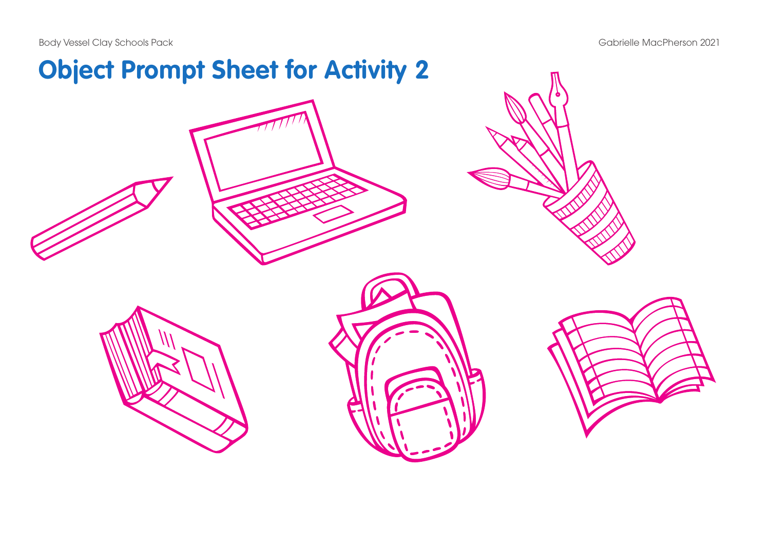# Object Prompt Sheet for Activity 2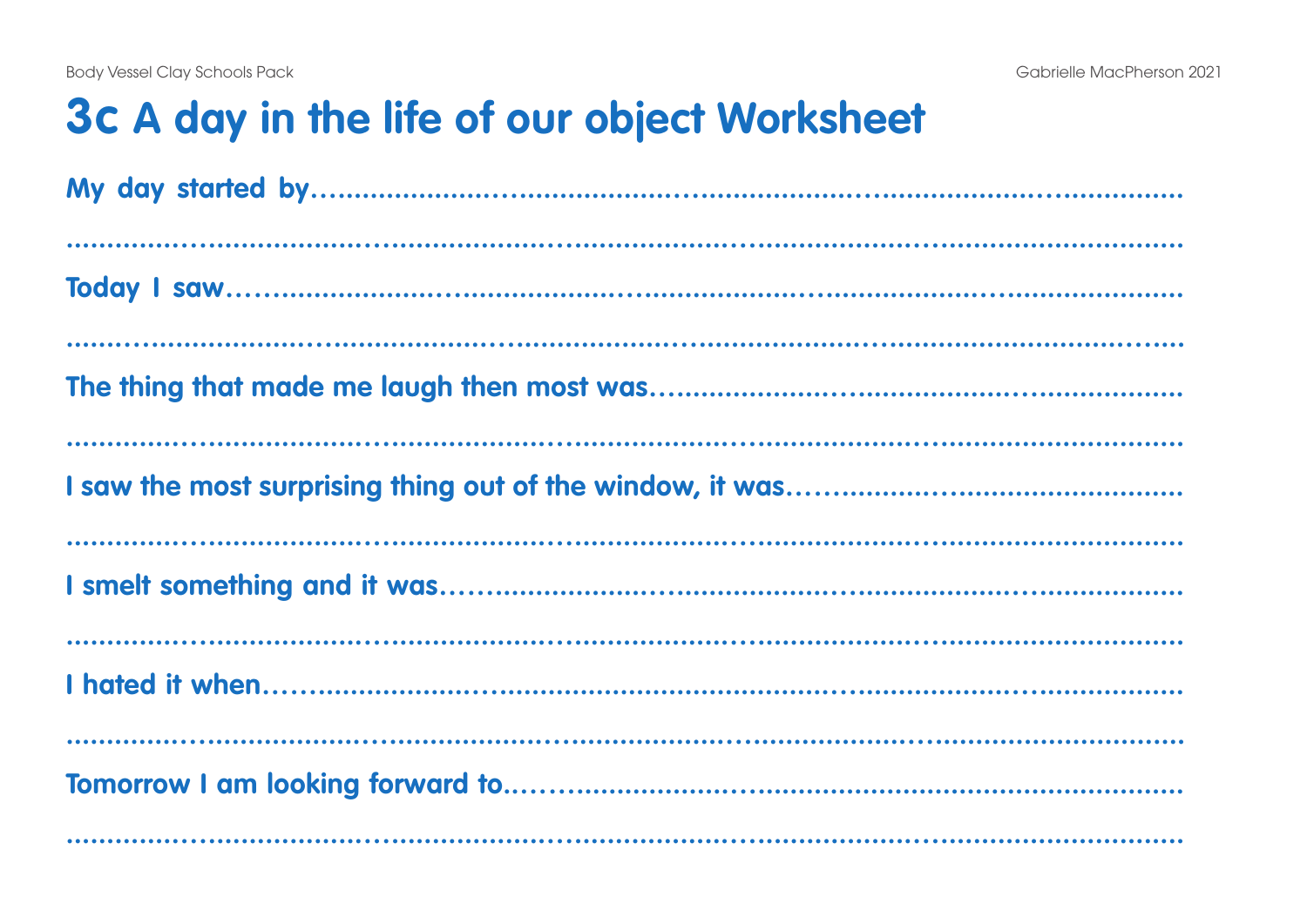# 3c A day in the life of our object Worksheet

**My day started by**..............................................................................................

..............................................................................................................

**Today I saw**.........................................................................................................

..............................................................................................................

**The thing that made me laugh then most was**....................................................

..............................................................................................................

**I saw the most surprising thing out of the window, it was**.....................................

..............................................................................................................

**I smelt something and it was**.................................................................................

..............................................................................................................

**I hated it when**......................................................................................................

..............................................................................................................

**Tomorrow I am looking forward to**..........................................................................

..............................................................................................................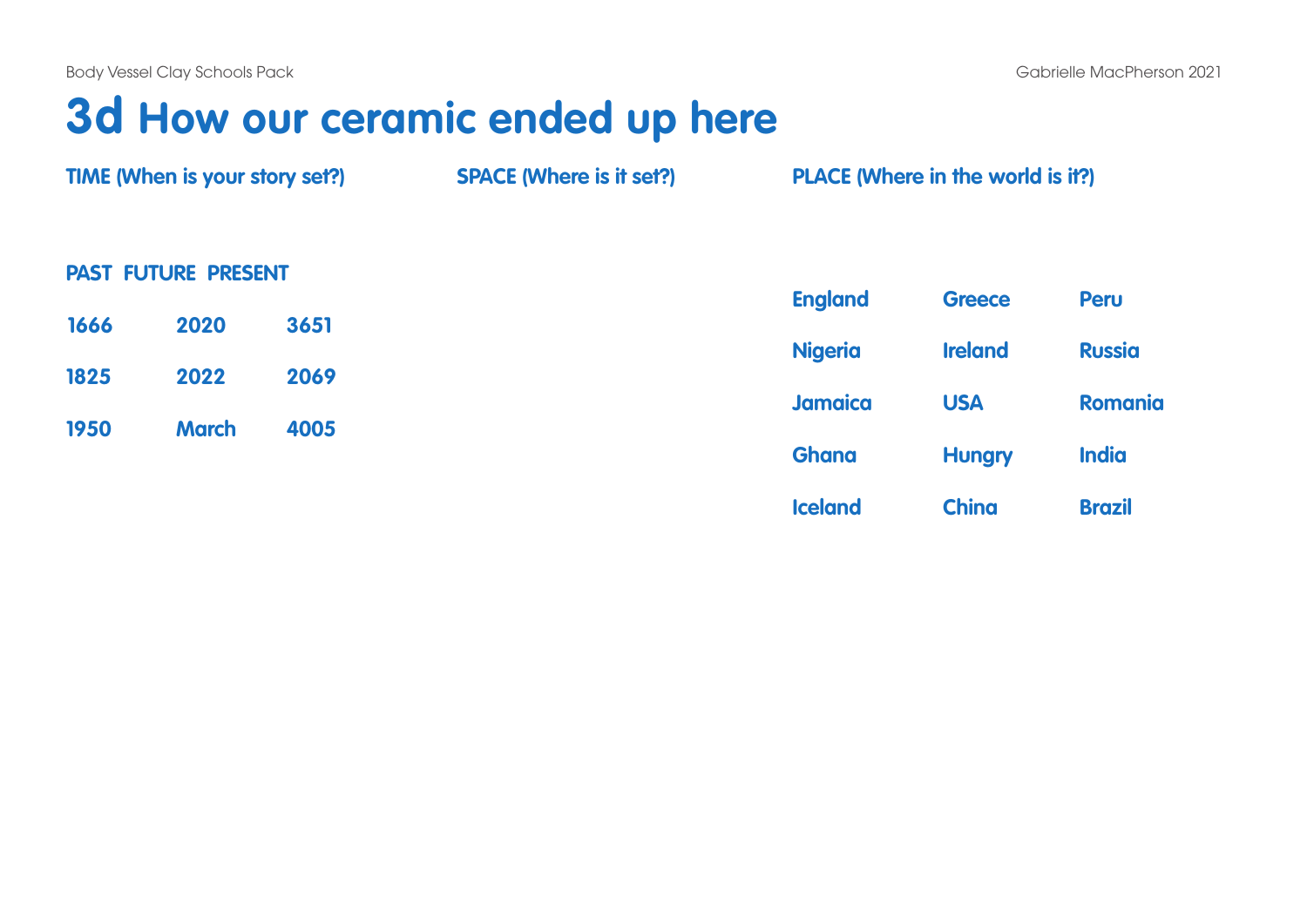# 3d How our ceramic ended up here

**TIME (When is your story set?)**

**SPACE (Where is it set?)**

**PLACE (Where in the world is it?)**

| PAST | FUTURE | PRESENT |
|---|---|---|
| 1666 | 2020 | 3651 |
| 1825 | 2022 | 2069 |
| 1950 | March | 4005 |

| | | |
|---|---|---|
| England | Greece | Peru |
| Nigeria | Ireland | Russia |
| Jamaica | USA | Romania |
| Ghana | Hungry | India |
| Iceland | China | Brazil |